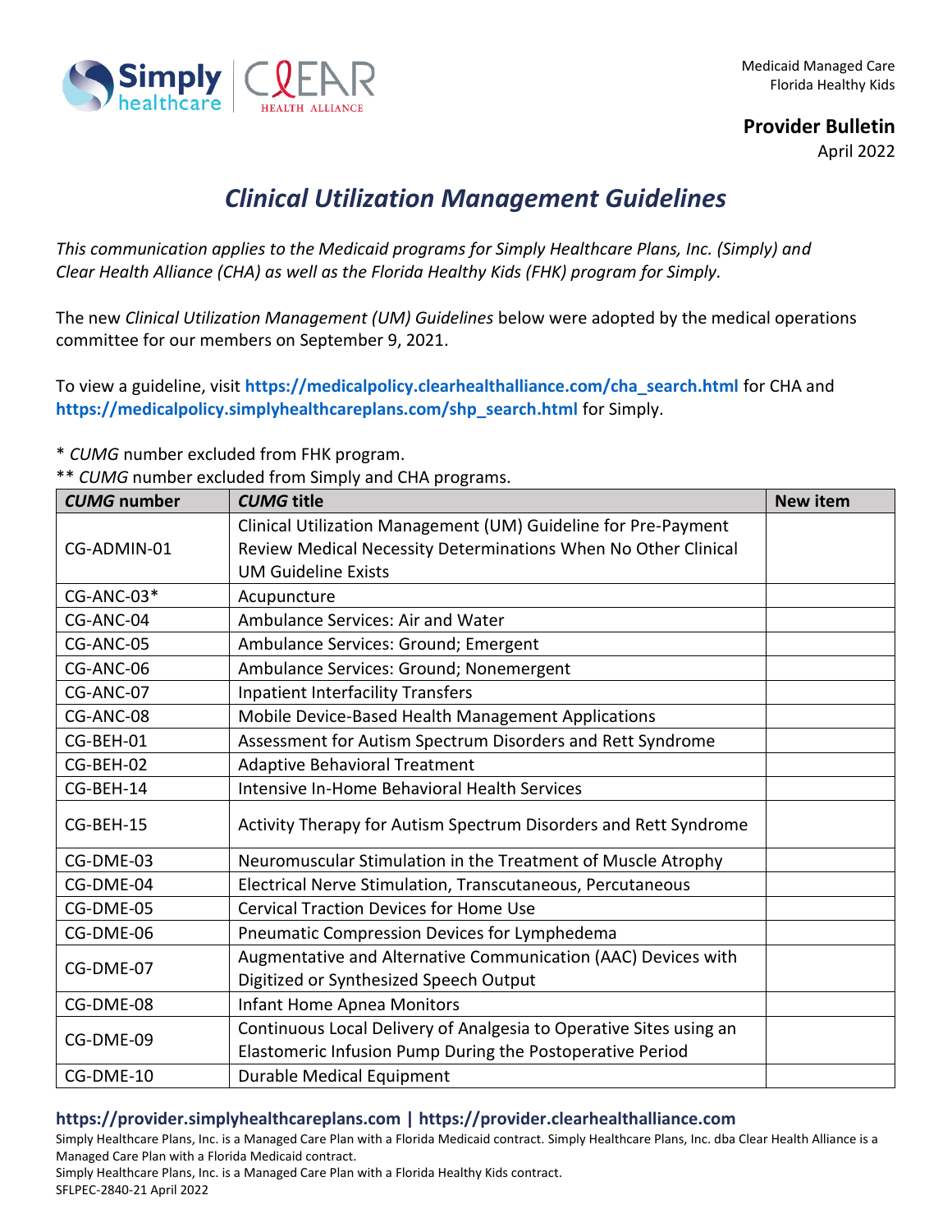Medicaid Managed Care
Florida Healthy Kids

**Provider Bulletin**
April 2022

# *Clinical Utilization Management Guidelines*

*This communication applies to the Medicaid programs for Simply Healthcare Plans, Inc. (Simply) and Clear Health Alliance (CHA) as well as the Florida Healthy Kids (FHK) program for Simply.*

The new *Clinical Utilization Management (UM) Guidelines* below were adopted by the medical operations committee for our members on September 9, 2021.

To view a guideline, visit **https://medicalpolicy.clearhealthalliance.com/cha_search.html** for CHA and **https://medicalpolicy.simplyhealthcareplans.com/shp_search.html** for Simply.

\* *CUMG* number excluded from FHK program.
\*\* *CUMG* number excluded from Simply and CHA programs.

| *CUMG* number | *CUMG* title | New item |
|---|---|---|
| CG-ADMIN-01 | Clinical Utilization Management (UM) Guideline for Pre-Payment Review Medical Necessity Determinations When No Other Clinical UM Guideline Exists | |
| CG-ANC-03* | Acupuncture | |
| CG-ANC-04 | Ambulance Services: Air and Water | |
| CG-ANC-05 | Ambulance Services: Ground; Emergent | |
| CG-ANC-06 | Ambulance Services: Ground; Nonemergent | |
| CG-ANC-07 | Inpatient Interfacility Transfers | |
| CG-ANC-08 | Mobile Device-Based Health Management Applications | |
| CG-BEH-01 | Assessment for Autism Spectrum Disorders and Rett Syndrome | |
| CG-BEH-02 | Adaptive Behavioral Treatment | |
| CG-BEH-14 | Intensive In-Home Behavioral Health Services | |
| CG-BEH-15 | Activity Therapy for Autism Spectrum Disorders and Rett Syndrome | |
| CG-DME-03 | Neuromuscular Stimulation in the Treatment of Muscle Atrophy | |
| CG-DME-04 | Electrical Nerve Stimulation, Transcutaneous, Percutaneous | |
| CG-DME-05 | Cervical Traction Devices for Home Use | |
| CG-DME-06 | Pneumatic Compression Devices for Lymphedema | |
| CG-DME-07 | Augmentative and Alternative Communication (AAC) Devices with Digitized or Synthesized Speech Output | |
| CG-DME-08 | Infant Home Apnea Monitors | |
| CG-DME-09 | Continuous Local Delivery of Analgesia to Operative Sites using an Elastomeric Infusion Pump During the Postoperative Period | |
| CG-DME-10 | Durable Medical Equipment | |

**https://provider.simplyhealthcareplans.com | https://provider.clearhealthalliance.com**

Simply Healthcare Plans, Inc. is a Managed Care Plan with a Florida Medicaid contract. Simply Healthcare Plans, Inc. dba Clear Health Alliance is a Managed Care Plan with a Florida Medicaid contract.
Simply Healthcare Plans, Inc. is a Managed Care Plan with a Florida Healthy Kids contract.
SFLPEC-2840-21 April 2022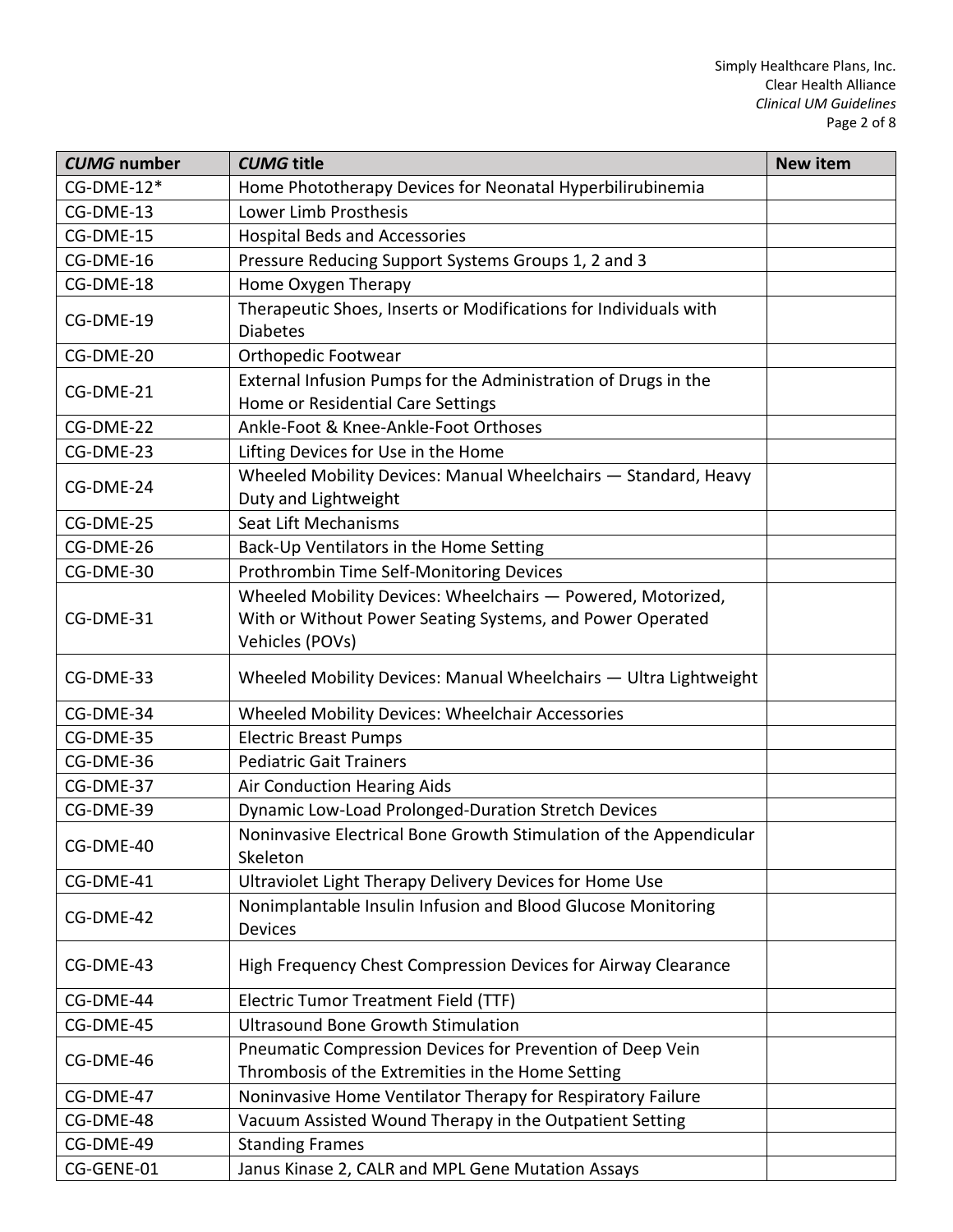| *CUMG* number | *CUMG* title | New item |
| --- | --- | --- |
| CG-DME-12* | Home Phototherapy Devices for Neonatal Hyperbilirubinemia | |
| CG-DME-13 | Lower Limb Prosthesis | |
| CG-DME-15 | Hospital Beds and Accessories | |
| CG-DME-16 | Pressure Reducing Support Systems Groups 1, 2 and 3 | |
| CG-DME-18 | Home Oxygen Therapy | |
| CG-DME-19 | Therapeutic Shoes, Inserts or Modifications for Individuals with Diabetes | |
| CG-DME-20 | Orthopedic Footwear | |
| CG-DME-21 | External Infusion Pumps for the Administration of Drugs in the Home or Residential Care Settings | |
| CG-DME-22 | Ankle-Foot & Knee-Ankle-Foot Orthoses | |
| CG-DME-23 | Lifting Devices for Use in the Home | |
| CG-DME-24 | Wheeled Mobility Devices: Manual Wheelchairs — Standard, Heavy Duty and Lightweight | |
| CG-DME-25 | Seat Lift Mechanisms | |
| CG-DME-26 | Back-Up Ventilators in the Home Setting | |
| CG-DME-30 | Prothrombin Time Self-Monitoring Devices | |
| CG-DME-31 | Wheeled Mobility Devices: Wheelchairs — Powered, Motorized, With or Without Power Seating Systems, and Power Operated Vehicles (POVs) | |
| CG-DME-33 | Wheeled Mobility Devices: Manual Wheelchairs — Ultra Lightweight | |
| CG-DME-34 | Wheeled Mobility Devices: Wheelchair Accessories | |
| CG-DME-35 | Electric Breast Pumps | |
| CG-DME-36 | Pediatric Gait Trainers | |
| CG-DME-37 | Air Conduction Hearing Aids | |
| CG-DME-39 | Dynamic Low-Load Prolonged-Duration Stretch Devices | |
| CG-DME-40 | Noninvasive Electrical Bone Growth Stimulation of the Appendicular Skeleton | |
| CG-DME-41 | Ultraviolet Light Therapy Delivery Devices for Home Use | |
| CG-DME-42 | Nonimplantable Insulin Infusion and Blood Glucose Monitoring Devices | |
| CG-DME-43 | High Frequency Chest Compression Devices for Airway Clearance | |
| CG-DME-44 | Electric Tumor Treatment Field (TTF) | |
| CG-DME-45 | Ultrasound Bone Growth Stimulation | |
| CG-DME-46 | Pneumatic Compression Devices for Prevention of Deep Vein Thrombosis of the Extremities in the Home Setting | |
| CG-DME-47 | Noninvasive Home Ventilator Therapy for Respiratory Failure | |
| CG-DME-48 | Vacuum Assisted Wound Therapy in the Outpatient Setting | |
| CG-DME-49 | Standing Frames | |
| CG-GENE-01 | Janus Kinase 2, CALR and MPL Gene Mutation Assays | |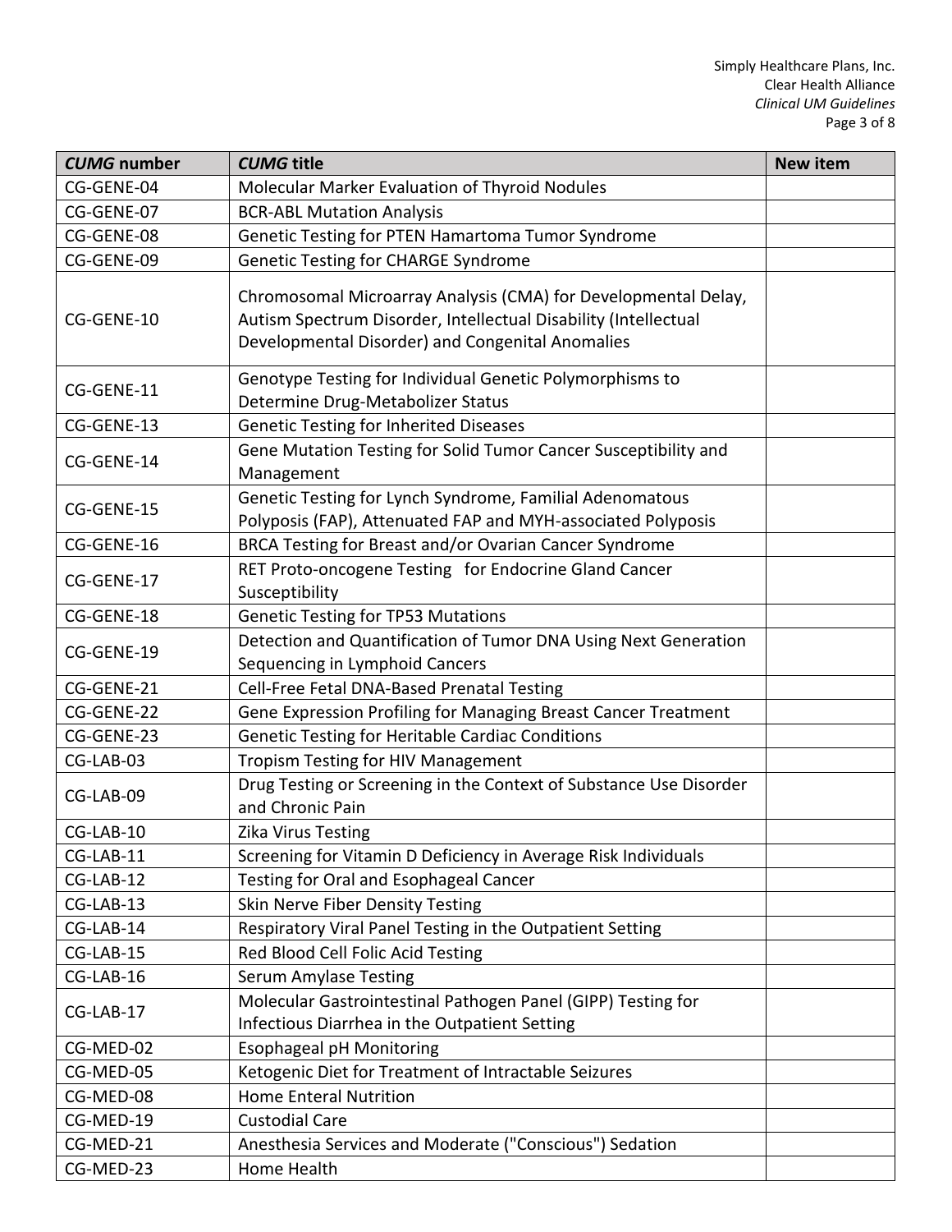| *CUMG* number | *CUMG* title | New item |
|---|---|---|
| CG-GENE-04 | Molecular Marker Evaluation of Thyroid Nodules | |
| CG-GENE-07 | BCR-ABL Mutation Analysis | |
| CG-GENE-08 | Genetic Testing for PTEN Hamartoma Tumor Syndrome | |
| CG-GENE-09 | Genetic Testing for CHARGE Syndrome | |
| CG-GENE-10 | Chromosomal Microarray Analysis (CMA) for Developmental Delay, Autism Spectrum Disorder, Intellectual Disability (Intellectual Developmental Disorder) and Congenital Anomalies | |
| CG-GENE-11 | Genotype Testing for Individual Genetic Polymorphisms to Determine Drug-Metabolizer Status | |
| CG-GENE-13 | Genetic Testing for Inherited Diseases | |
| CG-GENE-14 | Gene Mutation Testing for Solid Tumor Cancer Susceptibility and Management | |
| CG-GENE-15 | Genetic Testing for Lynch Syndrome, Familial Adenomatous Polyposis (FAP), Attenuated FAP and MYH-associated Polyposis | |
| CG-GENE-16 | BRCA Testing for Breast and/or Ovarian Cancer Syndrome | |
| CG-GENE-17 | RET Proto-oncogene Testing for Endocrine Gland Cancer Susceptibility | |
| CG-GENE-18 | Genetic Testing for TP53 Mutations | |
| CG-GENE-19 | Detection and Quantification of Tumor DNA Using Next Generation Sequencing in Lymphoid Cancers | |
| CG-GENE-21 | Cell-Free Fetal DNA-Based Prenatal Testing | |
| CG-GENE-22 | Gene Expression Profiling for Managing Breast Cancer Treatment | |
| CG-GENE-23 | Genetic Testing for Heritable Cardiac Conditions | |
| CG-LAB-03 | Tropism Testing for HIV Management | |
| CG-LAB-09 | Drug Testing or Screening in the Context of Substance Use Disorder and Chronic Pain | |
| CG-LAB-10 | Zika Virus Testing | |
| CG-LAB-11 | Screening for Vitamin D Deficiency in Average Risk Individuals | |
| CG-LAB-12 | Testing for Oral and Esophageal Cancer | |
| CG-LAB-13 | Skin Nerve Fiber Density Testing | |
| CG-LAB-14 | Respiratory Viral Panel Testing in the Outpatient Setting | |
| CG-LAB-15 | Red Blood Cell Folic Acid Testing | |
| CG-LAB-16 | Serum Amylase Testing | |
| CG-LAB-17 | Molecular Gastrointestinal Pathogen Panel (GIPP) Testing for Infectious Diarrhea in the Outpatient Setting | |
| CG-MED-02 | Esophageal pH Monitoring | |
| CG-MED-05 | Ketogenic Diet for Treatment of Intractable Seizures | |
| CG-MED-08 | Home Enteral Nutrition | |
| CG-MED-19 | Custodial Care | |
| CG-MED-21 | Anesthesia Services and Moderate ("Conscious") Sedation | |
| CG-MED-23 | Home Health | |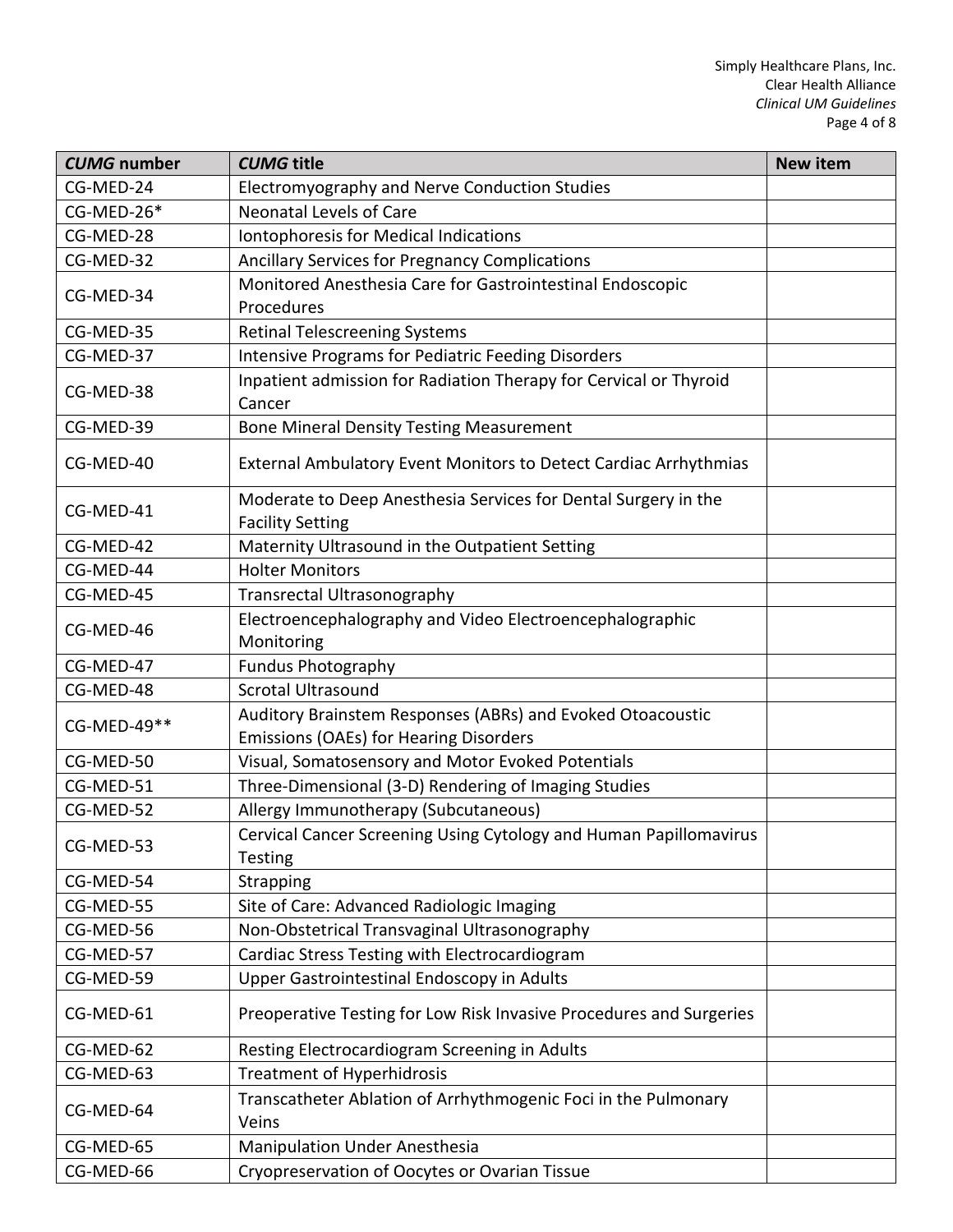| *CUMG* number | *CUMG* title | New item |
|---|---|---|
| CG-MED-24 | Electromyography and Nerve Conduction Studies | |
| CG-MED-26* | Neonatal Levels of Care | |
| CG-MED-28 | Iontophoresis for Medical Indications | |
| CG-MED-32 | Ancillary Services for Pregnancy Complications | |
| CG-MED-34 | Monitored Anesthesia Care for Gastrointestinal Endoscopic Procedures | |
| CG-MED-35 | Retinal Telescreening Systems | |
| CG-MED-37 | Intensive Programs for Pediatric Feeding Disorders | |
| CG-MED-38 | Inpatient admission for Radiation Therapy for Cervical or Thyroid Cancer | |
| CG-MED-39 | Bone Mineral Density Testing Measurement | |
| CG-MED-40 | External Ambulatory Event Monitors to Detect Cardiac Arrhythmias | |
| CG-MED-41 | Moderate to Deep Anesthesia Services for Dental Surgery in the Facility Setting | |
| CG-MED-42 | Maternity Ultrasound in the Outpatient Setting | |
| CG-MED-44 | Holter Monitors | |
| CG-MED-45 | Transrectal Ultrasonography | |
| CG-MED-46 | Electroencephalography and Video Electroencephalographic Monitoring | |
| CG-MED-47 | Fundus Photography | |
| CG-MED-48 | Scrotal Ultrasound | |
| CG-MED-49** | Auditory Brainstem Responses (ABRs) and Evoked Otoacoustic Emissions (OAEs) for Hearing Disorders | |
| CG-MED-50 | Visual, Somatosensory and Motor Evoked Potentials | |
| CG-MED-51 | Three-Dimensional (3-D) Rendering of Imaging Studies | |
| CG-MED-52 | Allergy Immunotherapy (Subcutaneous) | |
| CG-MED-53 | Cervical Cancer Screening Using Cytology and Human Papillomavirus Testing | |
| CG-MED-54 | Strapping | |
| CG-MED-55 | Site of Care: Advanced Radiologic Imaging | |
| CG-MED-56 | Non-Obstetrical Transvaginal Ultrasonography | |
| CG-MED-57 | Cardiac Stress Testing with Electrocardiogram | |
| CG-MED-59 | Upper Gastrointestinal Endoscopy in Adults | |
| CG-MED-61 | Preoperative Testing for Low Risk Invasive Procedures and Surgeries | |
| CG-MED-62 | Resting Electrocardiogram Screening in Adults | |
| CG-MED-63 | Treatment of Hyperhidrosis | |
| CG-MED-64 | Transcatheter Ablation of Arrhythmogenic Foci in the Pulmonary Veins | |
| CG-MED-65 | Manipulation Under Anesthesia | |
| CG-MED-66 | Cryopreservation of Oocytes or Ovarian Tissue | |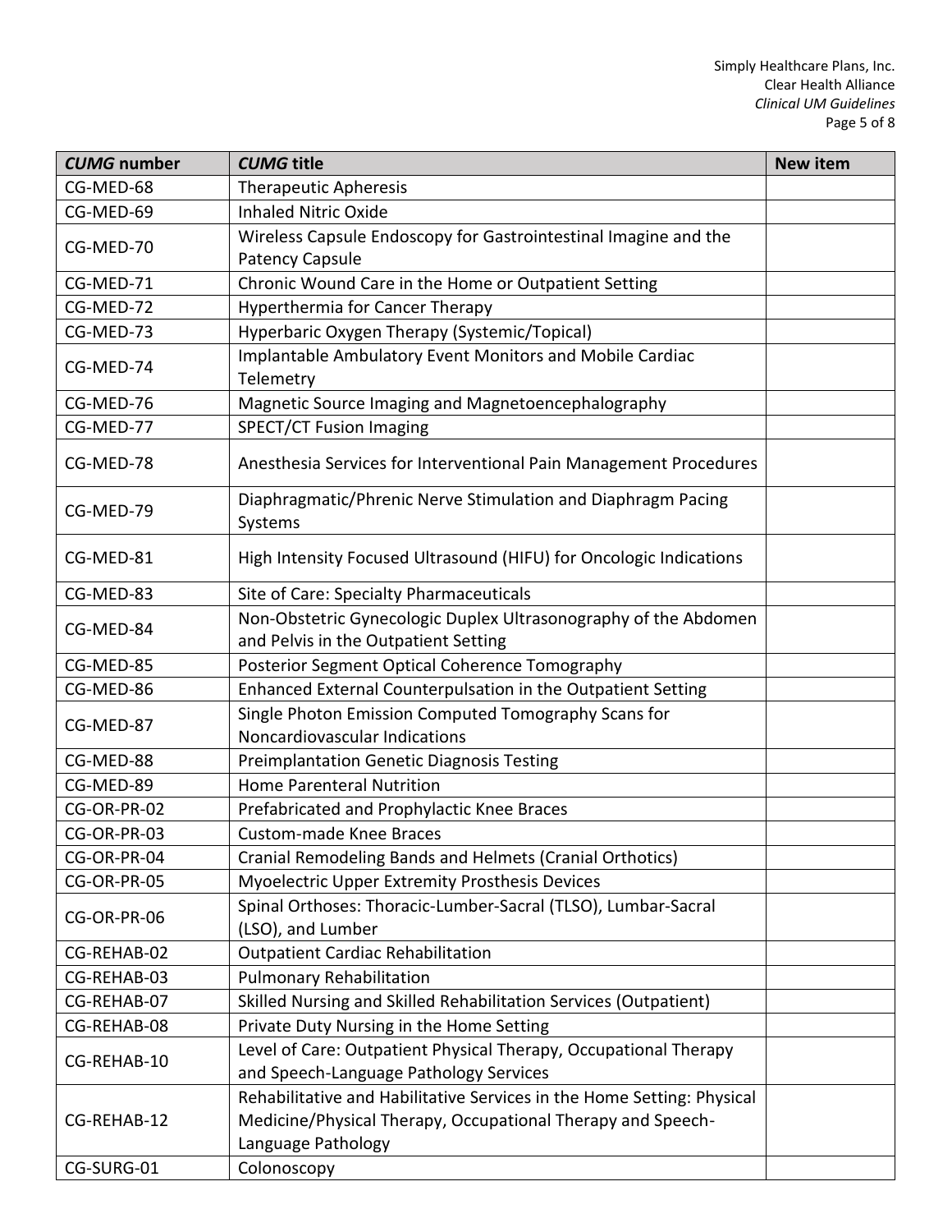| *CUMG* number | *CUMG* title | New item |
|---|---|---|
| CG-MED-68 | Therapeutic Apheresis | |
| CG-MED-69 | Inhaled Nitric Oxide | |
| CG-MED-70 | Wireless Capsule Endoscopy for Gastrointestinal Imagine and the Patency Capsule | |
| CG-MED-71 | Chronic Wound Care in the Home or Outpatient Setting | |
| CG-MED-72 | Hyperthermia for Cancer Therapy | |
| CG-MED-73 | Hyperbaric Oxygen Therapy (Systemic/Topical) | |
| CG-MED-74 | Implantable Ambulatory Event Monitors and Mobile Cardiac Telemetry | |
| CG-MED-76 | Magnetic Source Imaging and Magnetoencephalography | |
| CG-MED-77 | SPECT/CT Fusion Imaging | |
| CG-MED-78 | Anesthesia Services for Interventional Pain Management Procedures | |
| CG-MED-79 | Diaphragmatic/Phrenic Nerve Stimulation and Diaphragm Pacing Systems | |
| CG-MED-81 | High Intensity Focused Ultrasound (HIFU) for Oncologic Indications | |
| CG-MED-83 | Site of Care: Specialty Pharmaceuticals | |
| CG-MED-84 | Non-Obstetric Gynecologic Duplex Ultrasonography of the Abdomen and Pelvis in the Outpatient Setting | |
| CG-MED-85 | Posterior Segment Optical Coherence Tomography | |
| CG-MED-86 | Enhanced External Counterpulsation in the Outpatient Setting | |
| CG-MED-87 | Single Photon Emission Computed Tomography Scans for Noncardiovascular Indications | |
| CG-MED-88 | Preimplantation Genetic Diagnosis Testing | |
| CG-MED-89 | Home Parenteral Nutrition | |
| CG-OR-PR-02 | Prefabricated and Prophylactic Knee Braces | |
| CG-OR-PR-03 | Custom-made Knee Braces | |
| CG-OR-PR-04 | Cranial Remodeling Bands and Helmets (Cranial Orthotics) | |
| CG-OR-PR-05 | Myoelectric Upper Extremity Prosthesis Devices | |
| CG-OR-PR-06 | Spinal Orthoses: Thoracic-Lumber-Sacral (TLSO), Lumbar-Sacral (LSO), and Lumber | |
| CG-REHAB-02 | Outpatient Cardiac Rehabilitation | |
| CG-REHAB-03 | Pulmonary Rehabilitation | |
| CG-REHAB-07 | Skilled Nursing and Skilled Rehabilitation Services (Outpatient) | |
| CG-REHAB-08 | Private Duty Nursing in the Home Setting | |
| CG-REHAB-10 | Level of Care: Outpatient Physical Therapy, Occupational Therapy and Speech-Language Pathology Services | |
| CG-REHAB-12 | Rehabilitative and Habilitative Services in the Home Setting: Physical Medicine/Physical Therapy, Occupational Therapy and Speech-Language Pathology | |
| CG-SURG-01 | Colonoscopy | |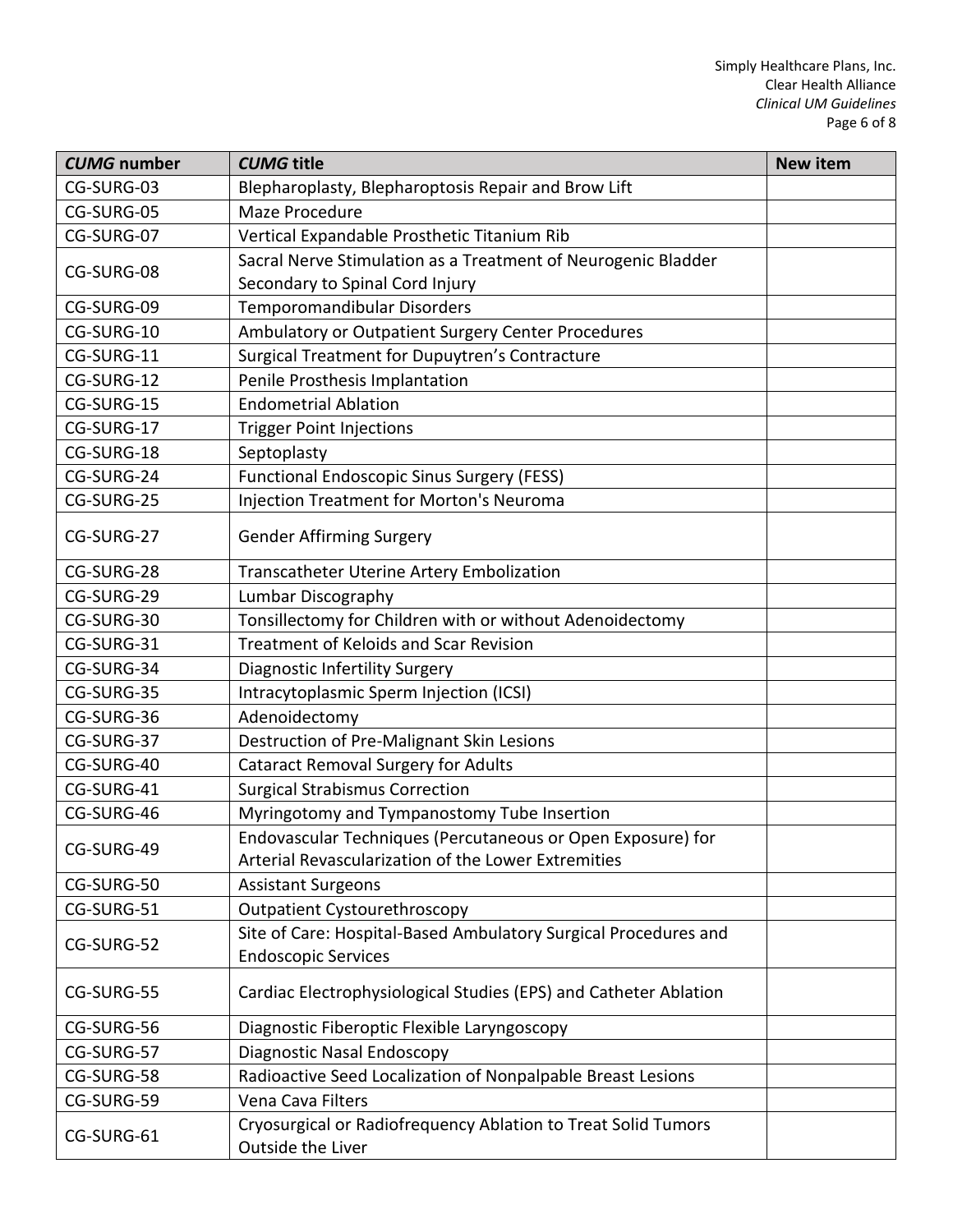| *CUMG* number | *CUMG* title | New item |
|---|---|---|
| CG-SURG-03 | Blepharoplasty, Blepharoptosis Repair and Brow Lift | |
| CG-SURG-05 | Maze Procedure | |
| CG-SURG-07 | Vertical Expandable Prosthetic Titanium Rib | |
| CG-SURG-08 | Sacral Nerve Stimulation as a Treatment of Neurogenic Bladder Secondary to Spinal Cord Injury | |
| CG-SURG-09 | Temporomandibular Disorders | |
| CG-SURG-10 | Ambulatory or Outpatient Surgery Center Procedures | |
| CG-SURG-11 | Surgical Treatment for Dupuytren's Contracture | |
| CG-SURG-12 | Penile Prosthesis Implantation | |
| CG-SURG-15 | Endometrial Ablation | |
| CG-SURG-17 | Trigger Point Injections | |
| CG-SURG-18 | Septoplasty | |
| CG-SURG-24 | Functional Endoscopic Sinus Surgery (FESS) | |
| CG-SURG-25 | Injection Treatment for Morton's Neuroma | |
| CG-SURG-27 | Gender Affirming Surgery | |
| CG-SURG-28 | Transcatheter Uterine Artery Embolization | |
| CG-SURG-29 | Lumbar Discography | |
| CG-SURG-30 | Tonsillectomy for Children with or without Adenoidectomy | |
| CG-SURG-31 | Treatment of Keloids and Scar Revision | |
| CG-SURG-34 | Diagnostic Infertility Surgery | |
| CG-SURG-35 | Intracytoplasmic Sperm Injection (ICSI) | |
| CG-SURG-36 | Adenoidectomy | |
| CG-SURG-37 | Destruction of Pre-Malignant Skin Lesions | |
| CG-SURG-40 | Cataract Removal Surgery for Adults | |
| CG-SURG-41 | Surgical Strabismus Correction | |
| CG-SURG-46 | Myringotomy and Tympanostomy Tube Insertion | |
| CG-SURG-49 | Endovascular Techniques (Percutaneous or Open Exposure) for Arterial Revascularization of the Lower Extremities | |
| CG-SURG-50 | Assistant Surgeons | |
| CG-SURG-51 | Outpatient Cystourethroscopy | |
| CG-SURG-52 | Site of Care: Hospital-Based Ambulatory Surgical Procedures and Endoscopic Services | |
| CG-SURG-55 | Cardiac Electrophysiological Studies (EPS) and Catheter Ablation | |
| CG-SURG-56 | Diagnostic Fiberoptic Flexible Laryngoscopy | |
| CG-SURG-57 | Diagnostic Nasal Endoscopy | |
| CG-SURG-58 | Radioactive Seed Localization of Nonpalpable Breast Lesions | |
| CG-SURG-59 | Vena Cava Filters | |
| CG-SURG-61 | Cryosurgical or Radiofrequency Ablation to Treat Solid Tumors Outside the Liver | |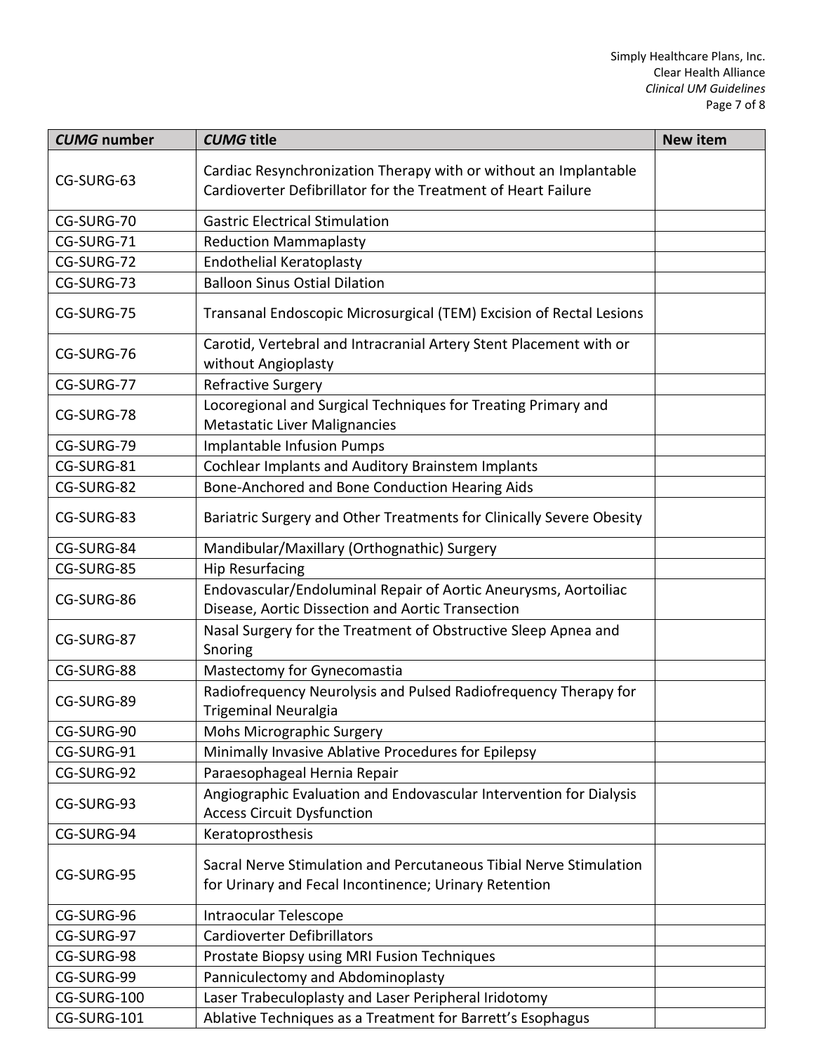| *CUMG* number | *CUMG* title | New item |
| --- | --- | --- |
| CG-SURG-63 | Cardiac Resynchronization Therapy with or without an Implantable Cardioverter Defibrillator for the Treatment of Heart Failure | |
| CG-SURG-70 | Gastric Electrical Stimulation | |
| CG-SURG-71 | Reduction Mammaplasty | |
| CG-SURG-72 | Endothelial Keratoplasty | |
| CG-SURG-73 | Balloon Sinus Ostial Dilation | |
| CG-SURG-75 | Transanal Endoscopic Microsurgical (TEM) Excision of Rectal Lesions | |
| CG-SURG-76 | Carotid, Vertebral and Intracranial Artery Stent Placement with or without Angioplasty | |
| CG-SURG-77 | Refractive Surgery | |
| CG-SURG-78 | Locoregional and Surgical Techniques for Treating Primary and Metastatic Liver Malignancies | |
| CG-SURG-79 | Implantable Infusion Pumps | |
| CG-SURG-81 | Cochlear Implants and Auditory Brainstem Implants | |
| CG-SURG-82 | Bone-Anchored and Bone Conduction Hearing Aids | |
| CG-SURG-83 | Bariatric Surgery and Other Treatments for Clinically Severe Obesity | |
| CG-SURG-84 | Mandibular/Maxillary (Orthognathic) Surgery | |
| CG-SURG-85 | Hip Resurfacing | |
| CG-SURG-86 | Endovascular/Endoluminal Repair of Aortic Aneurysms, Aortoiliac Disease, Aortic Dissection and Aortic Transection | |
| CG-SURG-87 | Nasal Surgery for the Treatment of Obstructive Sleep Apnea and Snoring | |
| CG-SURG-88 | Mastectomy for Gynecomastia | |
| CG-SURG-89 | Radiofrequency Neurolysis and Pulsed Radiofrequency Therapy for Trigeminal Neuralgia | |
| CG-SURG-90 | Mohs Micrographic Surgery | |
| CG-SURG-91 | Minimally Invasive Ablative Procedures for Epilepsy | |
| CG-SURG-92 | Paraesophageal Hernia Repair | |
| CG-SURG-93 | Angiographic Evaluation and Endovascular Intervention for Dialysis Access Circuit Dysfunction | |
| CG-SURG-94 | Keratoprosthesis | |
| CG-SURG-95 | Sacral Nerve Stimulation and Percutaneous Tibial Nerve Stimulation for Urinary and Fecal Incontinence; Urinary Retention | |
| CG-SURG-96 | Intraocular Telescope | |
| CG-SURG-97 | Cardioverter Defibrillators | |
| CG-SURG-98 | Prostate Biopsy using MRI Fusion Techniques | |
| CG-SURG-99 | Panniculectomy and Abdominoplasty | |
| CG-SURG-100 | Laser Trabeculoplasty and Laser Peripheral Iridotomy | |
| CG-SURG-101 | Ablative Techniques as a Treatment for Barrett's Esophagus | |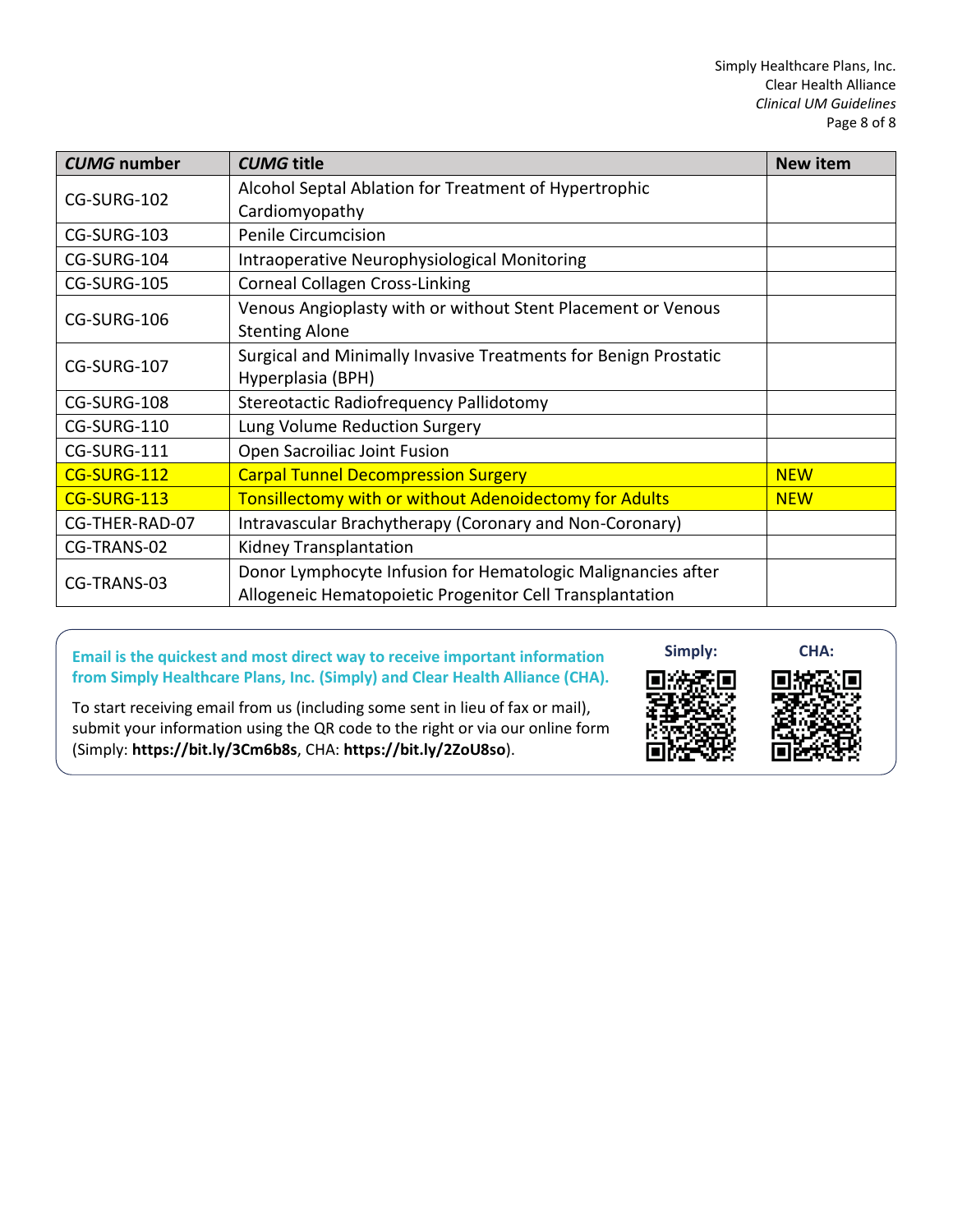| *CUMG* number | *CUMG* title | New item |
|---|---|---|
| CG-SURG-102 | Alcohol Septal Ablation for Treatment of Hypertrophic Cardiomyopathy | |
| CG-SURG-103 | Penile Circumcision | |
| CG-SURG-104 | Intraoperative Neurophysiological Monitoring | |
| CG-SURG-105 | Corneal Collagen Cross-Linking | |
| CG-SURG-106 | Venous Angioplasty with or without Stent Placement or Venous Stenting Alone | |
| CG-SURG-107 | Surgical and Minimally Invasive Treatments for Benign Prostatic Hyperplasia (BPH) | |
| CG-SURG-108 | Stereotactic Radiofrequency Pallidotomy | |
| CG-SURG-110 | Lung Volume Reduction Surgery | |
| CG-SURG-111 | Open Sacroiliac Joint Fusion | |
| CG-SURG-112 | Carpal Tunnel Decompression Surgery | NEW |
| CG-SURG-113 | Tonsillectomy with or without Adenoidectomy for Adults | NEW |
| CG-THER-RAD-07 | Intravascular Brachytherapy (Coronary and Non-Coronary) | |
| CG-TRANS-02 | Kidney Transplantation | |
| CG-TRANS-03 | Donor Lymphocyte Infusion for Hematologic Malignancies after Allogeneic Hematopoietic Progenitor Cell Transplantation | |

**Email is the quickest and most direct way to receive important information from Simply Healthcare Plans, Inc. (Simply) and Clear Health Alliance (CHA).**

To start receiving email from us (including some sent in lieu of fax or mail), submit your information using the QR code to the right or via our online form (Simply: **https://bit.ly/3Cm6b8s**, CHA: **https://bit.ly/2ZoU8so**).

Simply:

CHA: